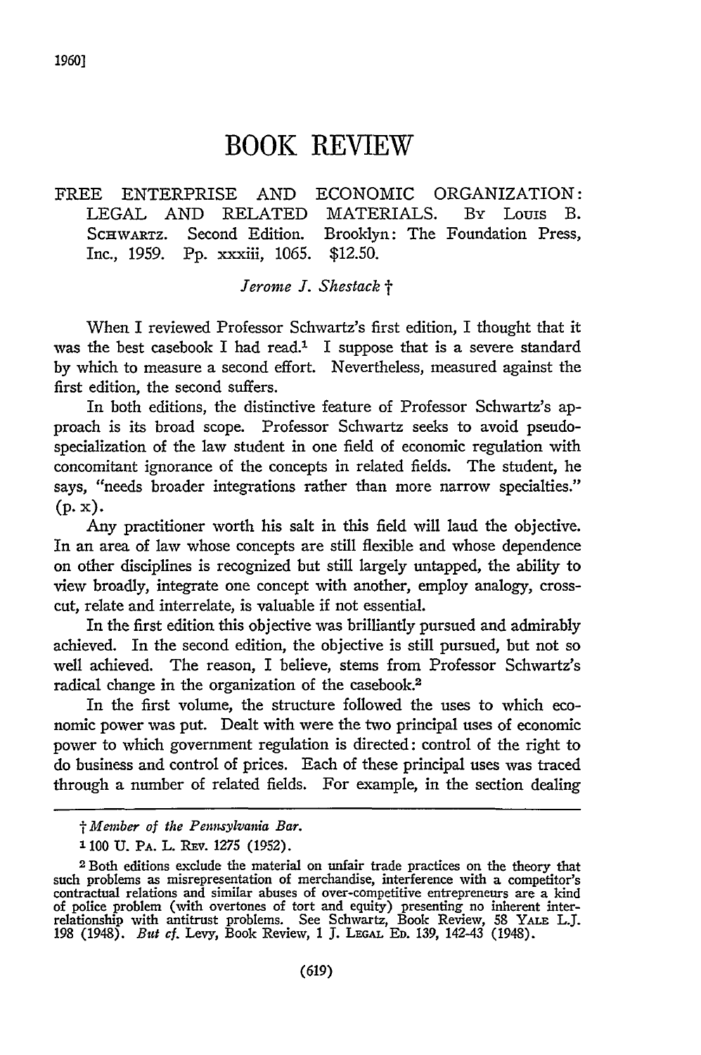# BOOK REVIEW

FREE ENTERPRISE AND ECONOMIC ORGANIZATION: LEGAL AND RELATED MATERIALS. BY LOUIS B. SCHWARTZ. Second Edition. Brooklyn: The Foundation Press, Inc., 1959. Pp. xxxiii, 1065. $12.50.

*Jerome J. Shestack* †

When I reviewed Professor Schwartz's first edition, I thought that it was the best casebook I had read.[1] I suppose that is a severe standard by which to measure a second effort. Nevertheless, measured against the first edition, the second suffers.

In both editions, the distinctive feature of Professor Schwartz's approach is its broad scope. Professor Schwartz seeks to avoid pseudo-specialization of the law student in one field of economic regulation with concomitant ignorance of the concepts in related fields. The student, he says, "needs broader integrations rather than more narrow specialties." (p. x).

Any practitioner worth his salt in this field will laud the objective. In an area of law whose concepts are still flexible and whose dependence on other disciplines is recognized but still largely untapped, the ability to view broadly, integrate one concept with another, employ analogy, cross-cut, relate and interrelate, is valuable if not essential.

In the first edition this objective was brilliantly pursued and admirably achieved. In the second edition, the objective is still pursued, but not so well achieved. The reason, I believe, stems from Professor Schwartz's radical change in the organization of the casebook.[2]

In the first volume, the structure followed the uses to which economic power was put. Dealt with were the two principal uses of economic power to which government regulation is directed: control of the right to do business and control of prices. Each of these principal uses was traced through a number of related fields. For example, in the section dealing

---

† *Member of the Pennsylvania Bar.*

[1] 100 U. PA. L. REV. 1275 (1952).

[2] Both editions exclude the material on unfair trade practices on the theory that such problems as misrepresentation of merchandise, interference with a competitor's contractual relations and similar abuses of over-competitive entrepreneurs are a kind of police problem (with overtones of tort and equity) presenting no inherent interrelationship with antitrust problems. See Schwartz, Book Review, 58 YALE L.J. 198 (1948). *But cf.* Levy, Book Review, 1 J. LEGAL ED. 139, 142-43 (1948).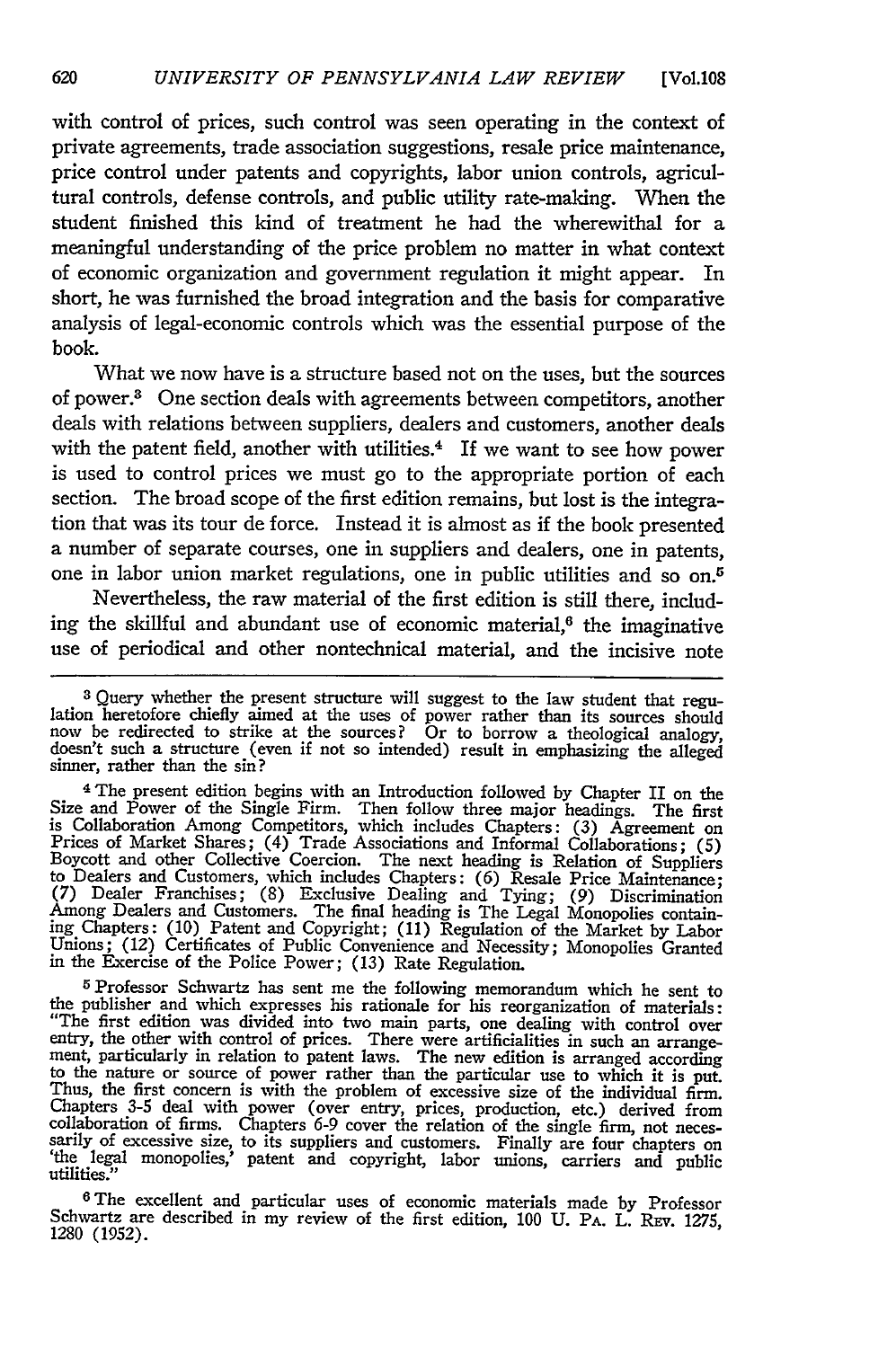with control of prices, such control was seen operating in the context of private agreements, trade association suggestions, resale price maintenance, price control under patents and copyrights, labor union controls, agricultural controls, defense controls, and public utility rate-making. When the student finished this kind of treatment he had the wherewithal for a meaningful understanding of the price problem no matter in what context of economic organization and government regulation it might appear. In short, he was furnished the broad integration and the basis for comparative analysis of legal-economic controls which was the essential purpose of the book.

What we now have is a structure based not on the uses, but the sources of power.[3] One section deals with agreements between competitors, another deals with relations between suppliers, dealers and customers, another deals with the patent field, another with utilities.[4] If we want to see how power is used to control prices we must go to the appropriate portion of each section. The broad scope of the first edition remains, but lost is the integration that was its tour de force. Instead it is almost as if the book presented a number of separate courses, one in suppliers and dealers, one in patents, one in labor union market regulations, one in public utilities and so on.[5]

Nevertheless, the raw material of the first edition is still there, including the skillful and abundant use of economic material,[6] the imaginative use of periodical and other nontechnical material, and the incisive note

---

[3] Query whether the present structure will suggest to the law student that regulation heretofore chiefly aimed at the uses of power rather than its sources should now be redirected to strike at the sources? Or to borrow a theological analogy, doesn't such a structure (even if not so intended) result in emphasizing the alleged sinner, rather than the sin?

[4] The present edition begins with an Introduction followed by Chapter II on the Size and Power of the Single Firm. Then follow three major headings. The first is Collaboration Among Competitors, which includes Chapters: (3) Agreement on Prices of Market Shares; (4) Trade Associations and Informal Collaborations; (5) Boycott and other Collective Coercion. The next heading is Relation of Suppliers to Dealers and Customers, which includes Chapters: (6) Resale Price Maintenance; (7) Dealer Franchises; (8) Exclusive Dealing and Tying; (9) Discrimination Among Dealers and Customers. The final heading is The Legal Monopolies containing Chapters: (10) Patent and Copyright; (11) Regulation of the Market by Labor Unions; (12) Certificates of Public Convenience and Necessity; Monopolies Granted in the Exercise of the Police Power; (13) Rate Regulation.

[5] Professor Schwartz has sent me the following memorandum which he sent to the publisher and which expresses his rationale for his reorganization of materials: "The first edition was divided into two main parts, one dealing with control over entry, the other with control of prices. There were artificialities in such an arrangement, particularly in relation to patent laws. The new edition is arranged according to the nature or source of power rather than the particular use to which it is put. Thus, the first concern is with the problem of excessive size of the individual firm. Chapters 3-5 deal with power (over entry, prices, production, etc.) derived from collaboration of firms. Chapters 6-9 cover the relation of the single firm, not necessarily of excessive size, to its suppliers and customers. Finally are four chapters on 'the legal monopolies,' patent and copyright, labor unions, carriers and public utilities."

[6] The excellent and particular uses of economic materials made by Professor Schwartz are described in my review of the first edition, 100 U. Pa. L. Rev. 1275, 1280 (1952).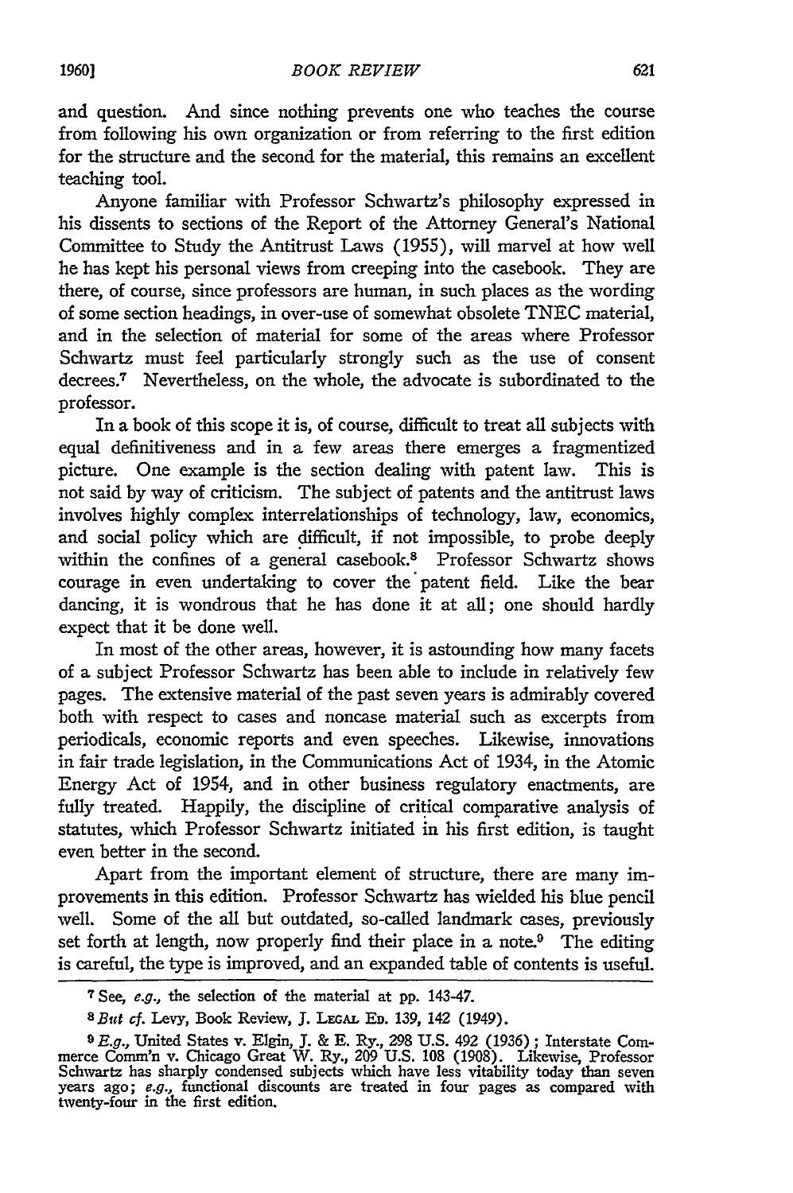and question. And since nothing prevents one who teaches the course from following his own organization or from referring to the first edition for the structure and the second for the material, this remains an excellent teaching tool.

Anyone familiar with Professor Schwartz's philosophy expressed in his dissents to sections of the Report of the Attorney General's National Committee to Study the Antitrust Laws (1955), will marvel at how well he has kept his personal views from creeping into the casebook. They are there, of course, since professors are human, in such places as the wording of some section headings, in over-use of somewhat obsolete TNEC material, and in the selection of material for some of the areas where Professor Schwartz must feel particularly strongly such as the use of consent decrees.[7] Nevertheless, on the whole, the advocate is subordinated to the professor.

In a book of this scope it is, of course, difficult to treat all subjects with equal definitiveness and in a few areas there emerges a fragmentized picture. One example is the section dealing with patent law. This is not said by way of criticism. The subject of patents and the antitrust laws involves highly complex interrelationships of technology, law, economics, and social policy which are difficult, if not impossible, to probe deeply within the confines of a general casebook.[8] Professor Schwartz shows courage in even undertaking to cover the patent field. Like the bear dancing, it is wondrous that he has done it at all; one should hardly expect that it be done well.

In most of the other areas, however, it is astounding how many facets of a subject Professor Schwartz has been able to include in relatively few pages. The extensive material of the past seven years is admirably covered both with respect to cases and noncase material such as excerpts from periodicals, economic reports and even speeches. Likewise, innovations in fair trade legislation, in the Communications Act of 1934, in the Atomic Energy Act of 1954, and in other business regulatory enactments, are fully treated. Happily, the discipline of critical comparative analysis of statutes, which Professor Schwartz initiated in his first edition, is taught even better in the second.

Apart from the important element of structure, there are many improvements in this edition. Professor Schwartz has wielded his blue pencil well. Some of the all but outdated, so-called landmark cases, previously set forth at length, now properly find their place in a note.[9] The editing is careful, the type is improved, and an expanded table of contents is useful.

---

[7] See, *e.g.*, the selection of the material at pp. 143-47.

[8] *But cf.* Levy, Book Review, J. LEGAL ED. 139, 142 (1949).

[9] *E.g.*, United States v. Elgin, J. & E. Ry., 298 U.S. 492 (1936); Interstate Commerce Comm'n v. Chicago Great W. Ry., 209 U.S. 108 (1908). Likewise, Professor Schwartz has sharply condensed subjects which have less vitability today than seven years ago; *e.g.*, functional discounts are treated in four pages as compared with twenty-four in the first edition.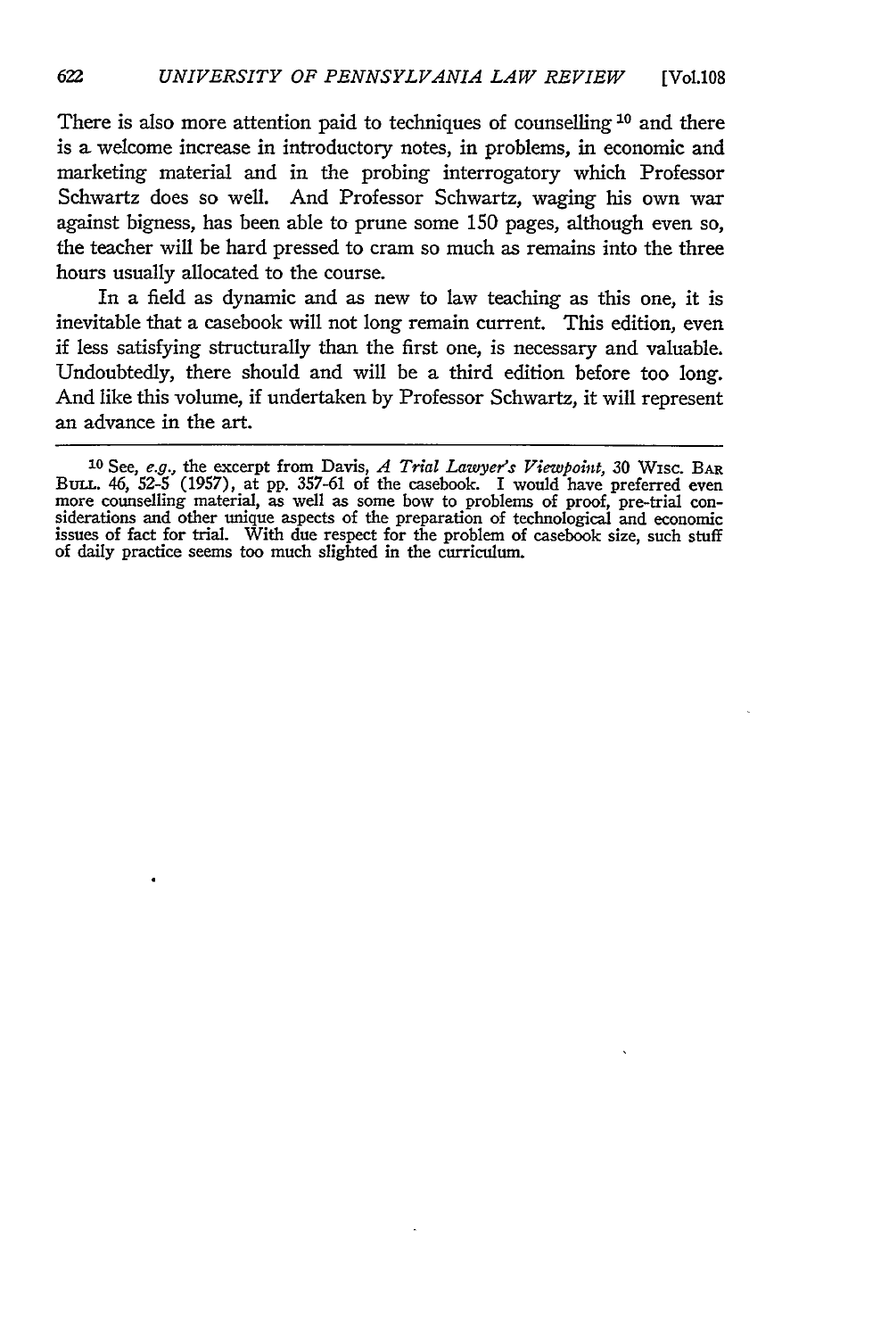There is also more attention paid to techniques of counselling [10] and there is a welcome increase in introductory notes, in problems, in economic and marketing material and in the probing interrogatory which Professor Schwartz does so well. And Professor Schwartz, waging his own war against bigness, has been able to prune some 150 pages, although even so, the teacher will be hard pressed to cram so much as remains into the three hours usually allocated to the course.

In a field as dynamic and as new to law teaching as this one, it is inevitable that a casebook will not long remain current. This edition, even if less satisfying structurally than the first one, is necessary and valuable. Undoubtedly, there should and will be a third edition before too long. And like this volume, if undertaken by Professor Schwartz, it will represent an advance in the art.

---

[10] See, *e.g.*, the excerpt from Davis, *A Trial Lawyer's Viewpoint*, 30 Wisc. Bar Bull. 46, 52-5 (1957), at pp. 357-61 of the casebook. I would have preferred even more counselling material, as well as some bow to problems of proof, pre-trial considerations and other unique aspects of the preparation of technological and economic issues of fact for trial. With due respect for the problem of casebook size, such stuff of daily practice seems too much slighted in the curriculum.